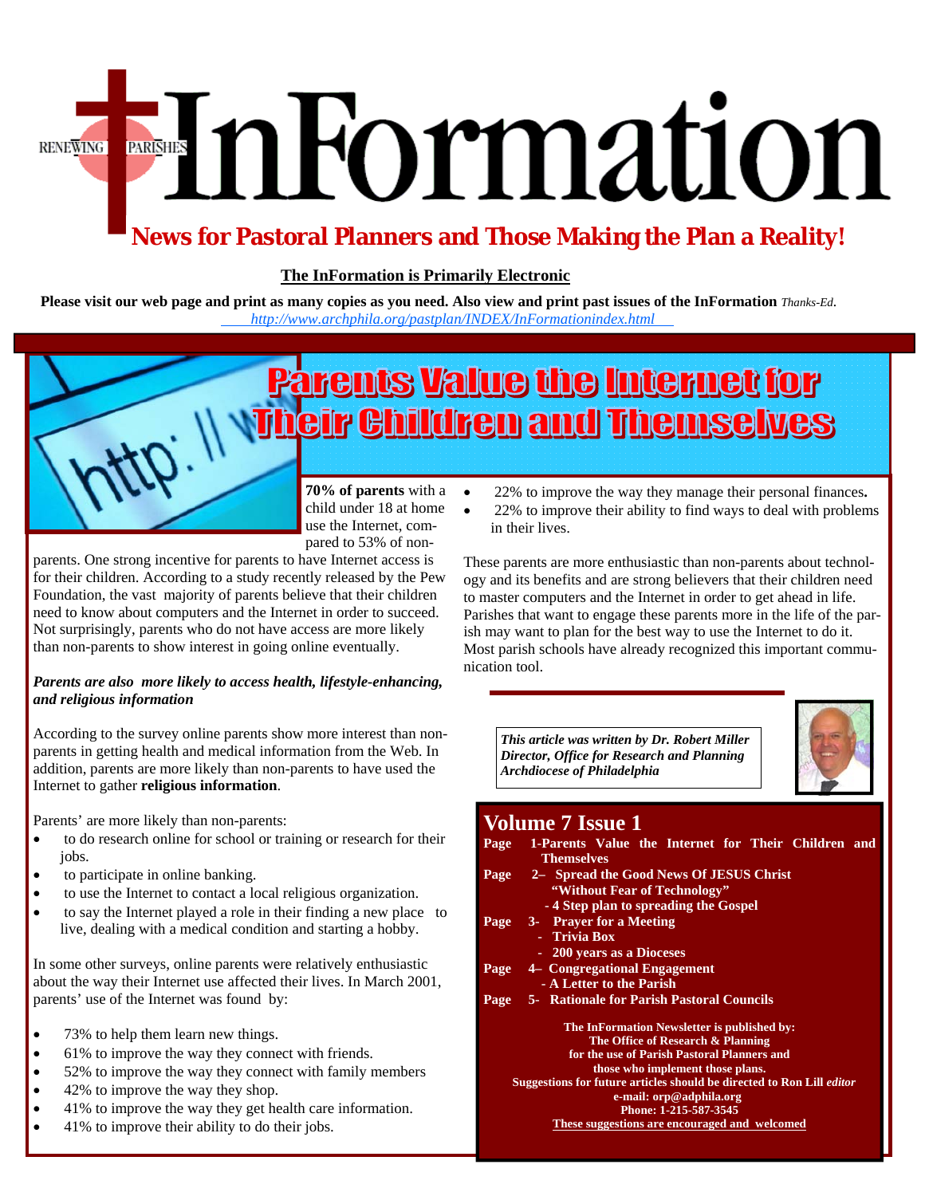# InFormation

RENEWING PARISHES

## News for Pastoral Planners and Those Making the Plan a Reality!

**The InFormation is Primarily Electronic**

**Please visit our web page and print as many copies as you need. Also view and print past issues of the InFormation** *Thanks-Ed.*

*http://www.archphila.org/pastplan/INDEX/InFormationindex.html*

## Parents Value the Internet for Their Children and Themselves

**70% of parents** with a child under 18 at home use the Internet, compared to 53% of non-parents. One strong incentive for parents to have Internet access is for their children. According to a study recently released by the Pew Foundation, the vast majority of parents believe that their children need to know about computers and the Internet in order to succeed. Not surprisingly, parents who do not have access are more likely than non-parents to show interest in going online eventually.

***Parents are also more likely to access health, lifestyle-enhancing, and religious information***

According to the survey online parents show more interest than non-parents in getting health and medical information from the Web. In addition, parents are more likely than non-parents to have used the Internet to gather **religious information**.

Parents' are more likely than non-parents:

- to do research online for school or training or research for their jobs.
- to participate in online banking.
- to use the Internet to contact a local religious organization.
- to say the Internet played a role in their finding a new place to live, dealing with a medical condition and starting a hobby.

In some other surveys, online parents were relatively enthusiastic about the way their Internet use affected their lives. In March 2001, parents' use of the Internet was found by:

- 73% to help them learn new things.
- 61% to improve the way they connect with friends.
- 52% to improve the way they connect with family members
- 42% to improve the way they shop.
- 41% to improve the way they get health care information.
- 41% to improve their ability to do their jobs.
- 22% to improve the way they manage their personal finances.
- 22% to improve their ability to find ways to deal with problems in their lives.

These parents are more enthusiastic than non-parents about technology and its benefits and are strong believers that their children need to master computers and the Internet in order to get ahead in life. Parishes that want to engage these parents more in the life of the parish may want to plan for the best way to use the Internet to do it. Most parish schools have already recognized this important communication tool.

*This article was written by Dr. Robert Miller*
*Director, Office for Research and Planning*
*Archdiocese of Philadelphia*

## Volume 7 Issue 1

**Page 1-Parents Value the Internet for Their Children and Themselves**
**Page 2– Spread the Good News Of JESUS Christ "Without Fear of Technology"**
**- 4 Step plan to spreading the Gospel**
**Page 3- Prayer for a Meeting**
**- Trivia Box**
**- 200 years as a Dioceses**
**Page 4– Congregational Engagement**
**- A Letter to the Parish**
**Page 5- Rationale for Parish Pastoral Councils**

**The InFormation Newsletter is published by:**
**The Office of Research & Planning**
**for the use of Parish Pastoral Planners and those who implement those plans.**
**Suggestions for future articles should be directed to Ron Lill** ***editor***
**e-mail: orp@adphila.org**
**Phone: 1-215-587-3545**
**These suggestions are encouraged and welcomed**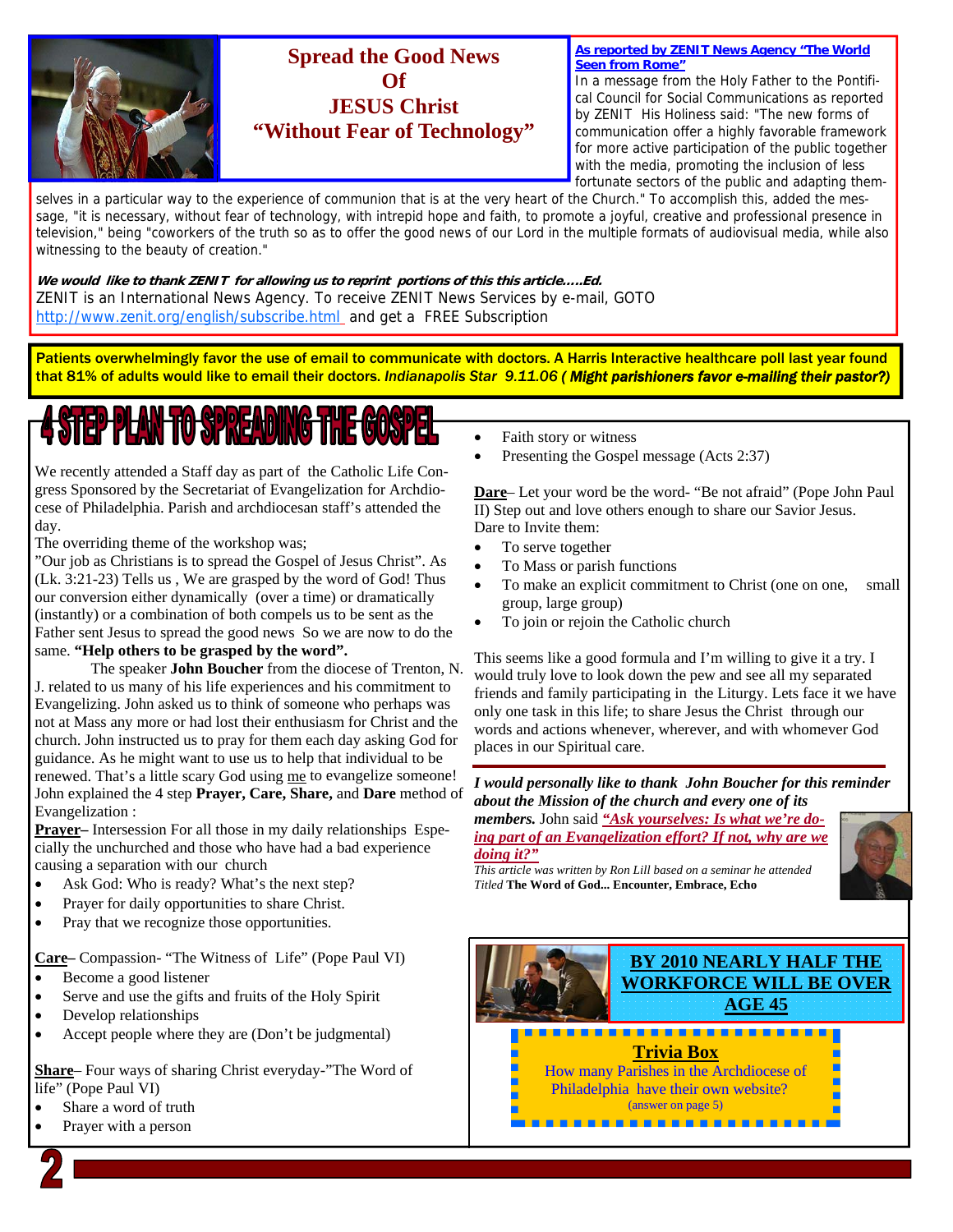## Spread the Good News Of JESUS Christ "Without Fear of Technology"

**As reported by ZENIT News Agency "The World Seen from Rome"**

In a message from the Holy Father to the Pontifical Council for Social Communications as reported by ZENIT His Holiness said: "The new forms of communication offer a highly favorable framework for more active participation of the public together with the media, promoting the inclusion of less fortunate sectors of the public and adapting themselves in a particular way to the experience of communion that is at the very heart of the Church." To accomplish this, added the message, "it is necessary, without fear of technology, with intrepid hope and faith, to promote a joyful, creative and professional presence in television," being "coworkers of the truth so as to offer the good news of our Lord in the multiple formats of audiovisual media, while also witnessing to the beauty of creation."

***We would like to thank ZENIT for allowing us to reprint portions of this this article.....Ed.***

ZENIT is an International News Agency. To receive ZENIT News Services by e-mail, GOTO http://www.zenit.org/english/subscribe.html and get a FREE Subscription

**Patients overwhelmingly favor the use of email to communicate with doctors. A Harris Interactive healthcare poll last year found that 81% of adults would like to email their doctors. *Indianapolis Star 9.11.06* *( Might parishioners favor e-mailing their pastor?)***

# 4 STEP PLAN TO SPREADING THE GOSPEL

We recently attended a Staff day as part of the Catholic Life Congress Sponsored by the Secretariat of Evangelization for Archdiocese of Philadelphia. Parish and archdiocesan staff's attended the day.

The overriding theme of the workshop was;

"Our job as Christians is to spread the Gospel of Jesus Christ". As (Lk. 3:21-23) Tells us , We are grasped by the word of God! Thus our conversion either dynamically (over a time) or dramatically (instantly) or a combination of both compels us to be sent as the Father sent Jesus to spread the good news So we are now to do the same. **"Help others to be grasped by the word".**

The speaker **John Boucher** from the diocese of Trenton, N. J. related to us many of his life experiences and his commitment to Evangelizing. John asked us to think of someone who perhaps was not at Mass any more or had lost their enthusiasm for Christ and the church. John instructed us to pray for them each day asking God for guidance. As he might want to use us to help that individual to be renewed. That's a little scary God using me to evangelize someone! John explained the 4 step **Prayer, Care, Share,** and **Dare** method of Evangelization :

**Prayer**– Intersession For all those in my daily relationships Especially the unchurched and those who have had a bad experience causing a separation with our church

- Ask God: Who is ready? What's the next step?
- Prayer for daily opportunities to share Christ.
- Pray that we recognize those opportunities.

**Care**– Compassion- "The Witness of Life" (Pope Paul VI)

- Become a good listener
- Serve and use the gifts and fruits of the Holy Spirit
- Develop relationships
- Accept people where they are (Don't be judgmental)

**Share**– Four ways of sharing Christ everyday-"The Word of life" (Pope Paul VI)

- Share a word of truth
- Prayer with a person
- Faith story or witness
- Presenting the Gospel message (Acts 2:37)

**Dare**– Let your word be the word- "Be not afraid" (Pope John Paul II) Step out and love others enough to share our Savior Jesus. Dare to Invite them:

- To serve together
- To Mass or parish functions
- To make an explicit commitment to Christ (one on one, small group, large group)
- To join or rejoin the Catholic church

This seems like a good formula and I'm willing to give it a try. I would truly love to look down the pew and see all my separated friends and family participating in the Liturgy. Lets face it we have only one task in this life; to share Jesus the Christ through our words and actions whenever, wherever, and with whomever God places in our Spiritual care.

***I would personally like to thank John Boucher for this reminder about the Mission of the church and every one of its members.*** John said ***"Ask yourselves: Is what we're doing part of an Evangelization effort? If not, why are we doing it?"***

*This article was written by Ron Lill based on a seminar he attended Titled* **The Word of God... Encounter, Embrace, Echo**

**BY 2010 NEARLY HALF THE WORKFORCE WILL BE OVER AGE 45**

**Trivia Box**

How many Parishes in the Archdiocese of Philadelphia have their own website?

(answer on page 5)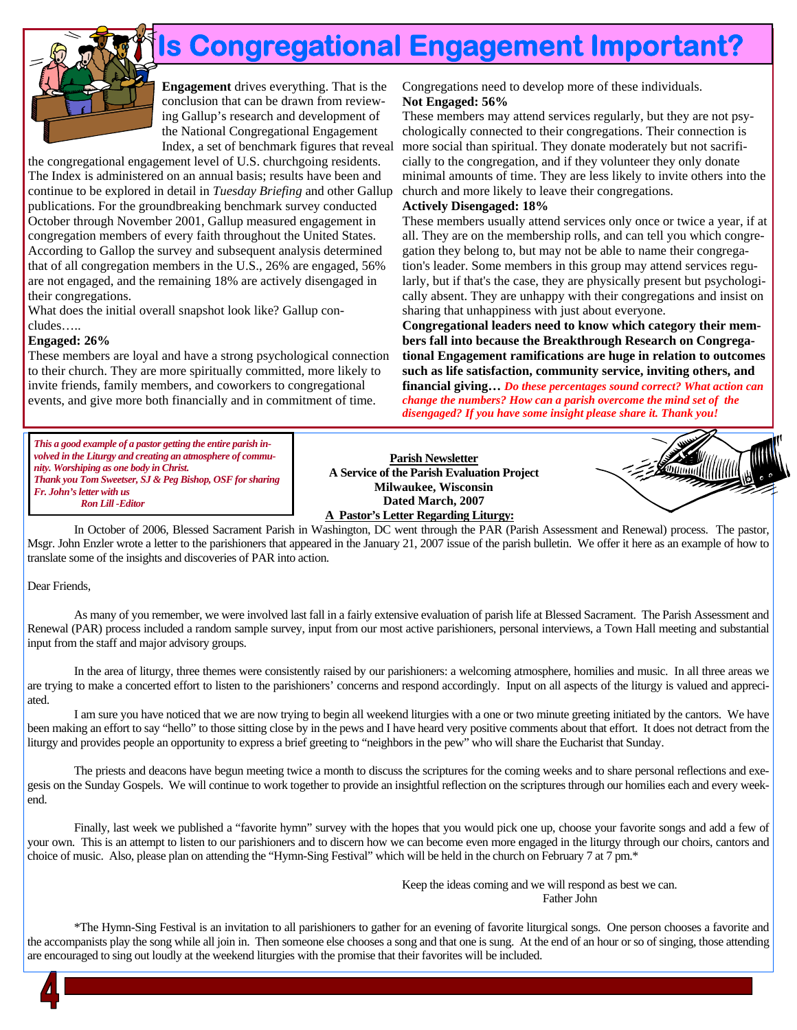# Is Congregational Engagement Important?

**Engagement** drives everything. That is the conclusion that can be drawn from reviewing Gallup's research and development of the National Congregational Engagement Index, a set of benchmark figures that reveal the congregational engagement level of U.S. churchgoing residents. The Index is administered on an annual basis; results have been and continue to be explored in detail in *Tuesday Briefing* and other Gallup publications. For the groundbreaking benchmark survey conducted October through November 2001, Gallup measured engagement in congregation members of every faith throughout the United States. According to Gallop the survey and subsequent analysis determined that of all congregation members in the U.S., 26% are engaged, 56% are not engaged, and the remaining 18% are actively disengaged in their congregations.

What does the initial overall snapshot look like? Gallup concludes…..

**Engaged: 26%**

These members are loyal and have a strong psychological connection to their church. They are more spiritually committed, more likely to invite friends, family members, and coworkers to congregational events, and give more both financially and in commitment of time. Congregations need to develop more of these individuals.

**Not Engaged: 56%**

These members may attend services regularly, but they are not psychologically connected to their congregations. Their connection is more social than spiritual. They donate moderately but not sacrificially to the congregation, and if they volunteer they only donate minimal amounts of time. They are less likely to invite others into the church and more likely to leave their congregations.

**Actively Disengaged: 18%**

These members usually attend services only once or twice a year, if at all. They are on the membership rolls, and can tell you which congregation they belong to, but may not be able to name their congregation's leader. Some members in this group may attend services regularly, but if that's the case, they are physically present but psychologically absent. They are unhappy with their congregations and insist on sharing that unhappiness with just about everyone.

**Congregational leaders need to know which category their members fall into because the Breakthrough Research on Congregational Engagement ramifications are huge in relation to outcomes such as life satisfaction, community service, inviting others, and financial giving…** ***Do these percentages sound correct? What action can change the numbers? How can a parish overcome the mind set of the disengaged? If you have some insight please share it. Thank you!***

---

*This a good example of a pastor getting the entire parish involved in the Liturgy and creating an atmosphere of community. Worshiping as one body in Christ.*
*Thank you Tom Sweetser, SJ & Peg Bishop, OSF for sharing Fr. John's letter with us*
*Ron Lill -Editor*

**Parish Newsletter**
**A Service of the Parish Evaluation Project**
**Milwaukee, Wisconsin**
**Dated March, 2007**

## A Pastor's Letter Regarding Liturgy:

In October of 2006, Blessed Sacrament Parish in Washington, DC went through the PAR (Parish Assessment and Renewal) process. The pastor, Msgr. John Enzler wrote a letter to the parishioners that appeared in the January 21, 2007 issue of the parish bulletin. We offer it here as an example of how to translate some of the insights and discoveries of PAR into action.

Dear Friends,

As many of you remember, we were involved last fall in a fairly extensive evaluation of parish life at Blessed Sacrament. The Parish Assessment and Renewal (PAR) process included a random sample survey, input from our most active parishioners, personal interviews, a Town Hall meeting and substantial input from the staff and major advisory groups.

In the area of liturgy, three themes were consistently raised by our parishioners: a welcoming atmosphere, homilies and music. In all three areas we are trying to make a concerted effort to listen to the parishioners' concerns and respond accordingly. Input on all aspects of the liturgy is valued and appreciated.

I am sure you have noticed that we are now trying to begin all weekend liturgies with a one or two minute greeting initiated by the cantors. We have been making an effort to say "hello" to those sitting close by in the pews and I have heard very positive comments about that effort. It does not detract from the liturgy and provides people an opportunity to express a brief greeting to "neighbors in the pew" who will share the Eucharist that Sunday.

The priests and deacons have begun meeting twice a month to discuss the scriptures for the coming weeks and to share personal reflections and exegesis on the Sunday Gospels. We will continue to work together to provide an insightful reflection on the scriptures through our homilies each and every weekend.

Finally, last week we published a "favorite hymn" survey with the hopes that you would pick one up, choose your favorite songs and add a few of your own. This is an attempt to listen to our parishioners and to discern how we can become even more engaged in the liturgy through our choirs, cantors and choice of music. Also, please plan on attending the "Hymn-Sing Festival" which will be held in the church on February 7 at 7 pm.*

Keep the ideas coming and we will respond as best we can.
Father John

*The Hymn-Sing Festival is an invitation to all parishioners to gather for an evening of favorite liturgical songs. One person chooses a favorite and the accompanists play the song while all join in. Then someone else chooses a song and that one is sung. At the end of an hour or so of singing, those attending are encouraged to sing out loudly at the weekend liturgies with the promise that their favorites will be included.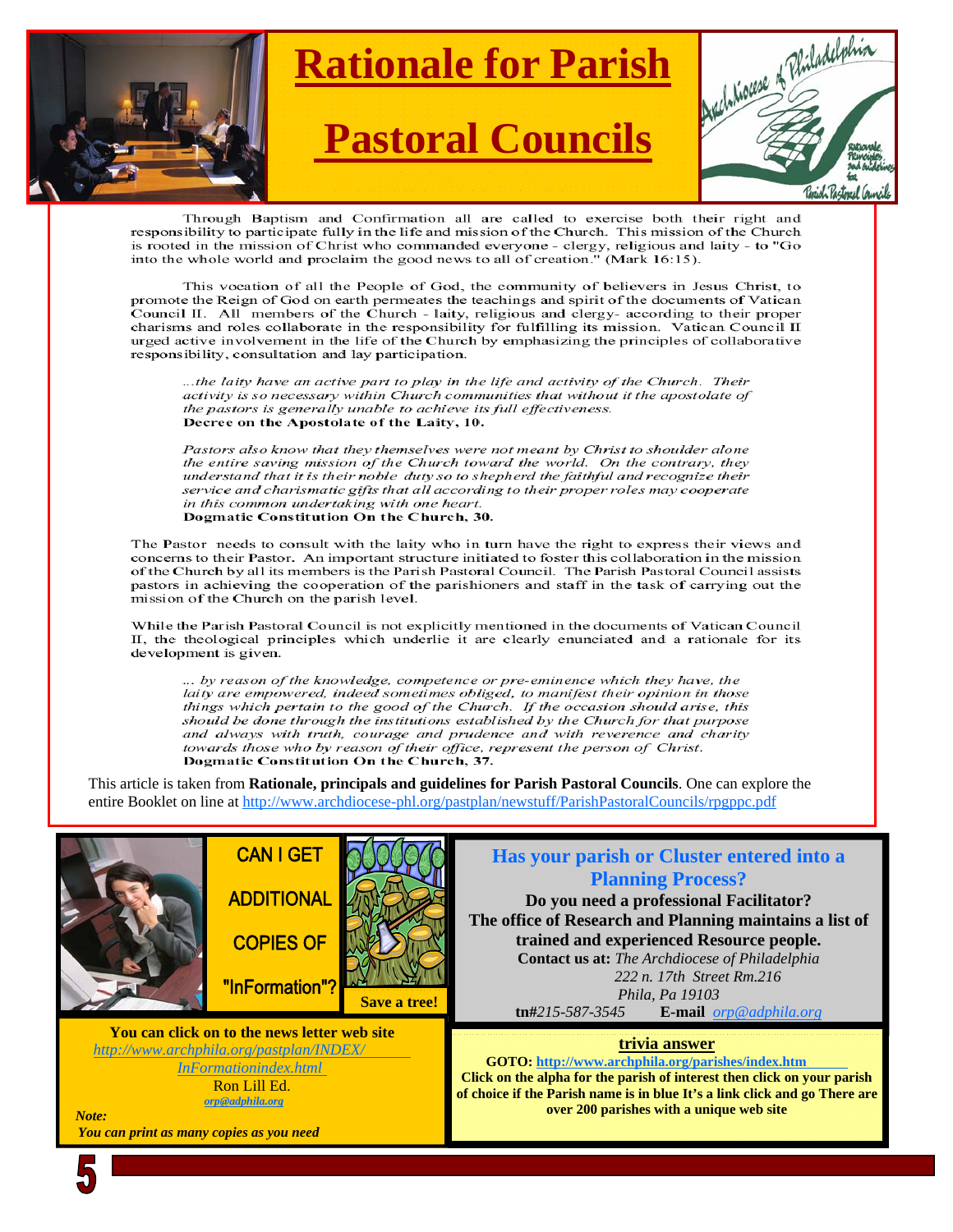# Rationale for Parish Pastoral Councils

Through Baptism and Confirmation all are called to exercise both their right and responsibility to participate fully in the life and mission of the Church. This mission of the Church is rooted in the mission of Christ who commanded everyone - clergy, religious and laity - to "Go into the whole world and proclaim the good news to all of creation." (Mark 16:15).

This vocation of all the People of God, the community of believers in Jesus Christ, to promote the Reign of God on earth permeates the teachings and spirit of the documents of Vatican Council II. All members of the Church - laity, religious and clergy- according to their proper charisms and roles collaborate in the responsibility for fulfilling its mission. Vatican Council II urged active involvement in the life of the Church by emphasizing the principles of collaborative responsibility, consultation and lay participation.

> *...the laity have an active part to play in the life and activity of the Church. Their activity is so necessary within Church communities that without it the apostolate of the pastors is generally unable to achieve its full effectiveness.*
> **Decree on the Apostolate of the Laity, 10.**

> *Pastors also know that they themselves were not meant by Christ to shoulder alone the entire saving mission of the Church toward the world. On the contrary, they understand that it is their noble duty so to shepherd the faithful and recognize their service and charismatic gifts that all according to their proper roles may cooperate in this common undertaking with one heart.*
> **Dogmatic Constitution On the Church, 30.**

The Pastor needs to consult with the laity who in turn have the right to express their views and concerns to their Pastor. An important structure initiated to foster this collaboration in the mission of the Church by all its members is the Parish Pastoral Council. The Parish Pastoral Council assists pastors in achieving the cooperation of the parishioners and staff in the task of carrying out the mission of the Church on the parish level.

While the Parish Pastoral Council is not explicitly mentioned in the documents of Vatican Council II, the theological principles which underlie it are clearly enunciated and a rationale for its development is given.

> *... by reason of the knowledge, competence or pre-eminence which they have, the laity are empowered, indeed sometimes obliged, to manifest their opinion in those things which pertain to the good of the Church. If the occasion should arise, this should be done through the institutions established by the Church for that purpose and always with truth, courage and prudence and with reverence and charity towards those who by reason of their office, represent the person of Christ.*
> **Dogmatic Constitution On the Church, 37.**

This article is taken from **Rationale, principals and guidelines for Parish Pastoral Councils**. One can explore the entire Booklet on line at http://www.archdiocese-phl.org/pastplan/newstuff/ParishPastoralCouncils/rpgppc.pdf

## CAN I GET ADDITIONAL COPIES OF "InFormation"?

**Save a tree!**

**You can click on to the news letter web site**
*http://www.archphila.org/pastplan/INDEX/InFormationindex.html*
Ron Lill Ed.
*orp@adphila.org*

***Note:***
***You can print as many copies as you need***

## Has your parish or Cluster entered into a Planning Process?

**Do you need a professional Facilitator?**
**The office of Research and Planning maintains a list of trained and experienced Resource people.**
**Contact us at:** *The Archdiocese of Philadelphia*
*222 n. 17th Street Rm.216*
*Phila, Pa 19103*
**tn#***215-587-3545* **E-mail** *orp@adphila.org*

### trivia answer

**GOTO: http://www.archphila.org/parishes/index.htm**
**Click on the alpha for the parish of interest then click on your parish of choice if the Parish name is in blue It's a link click and go There are over 200 parishes with a unique web site**